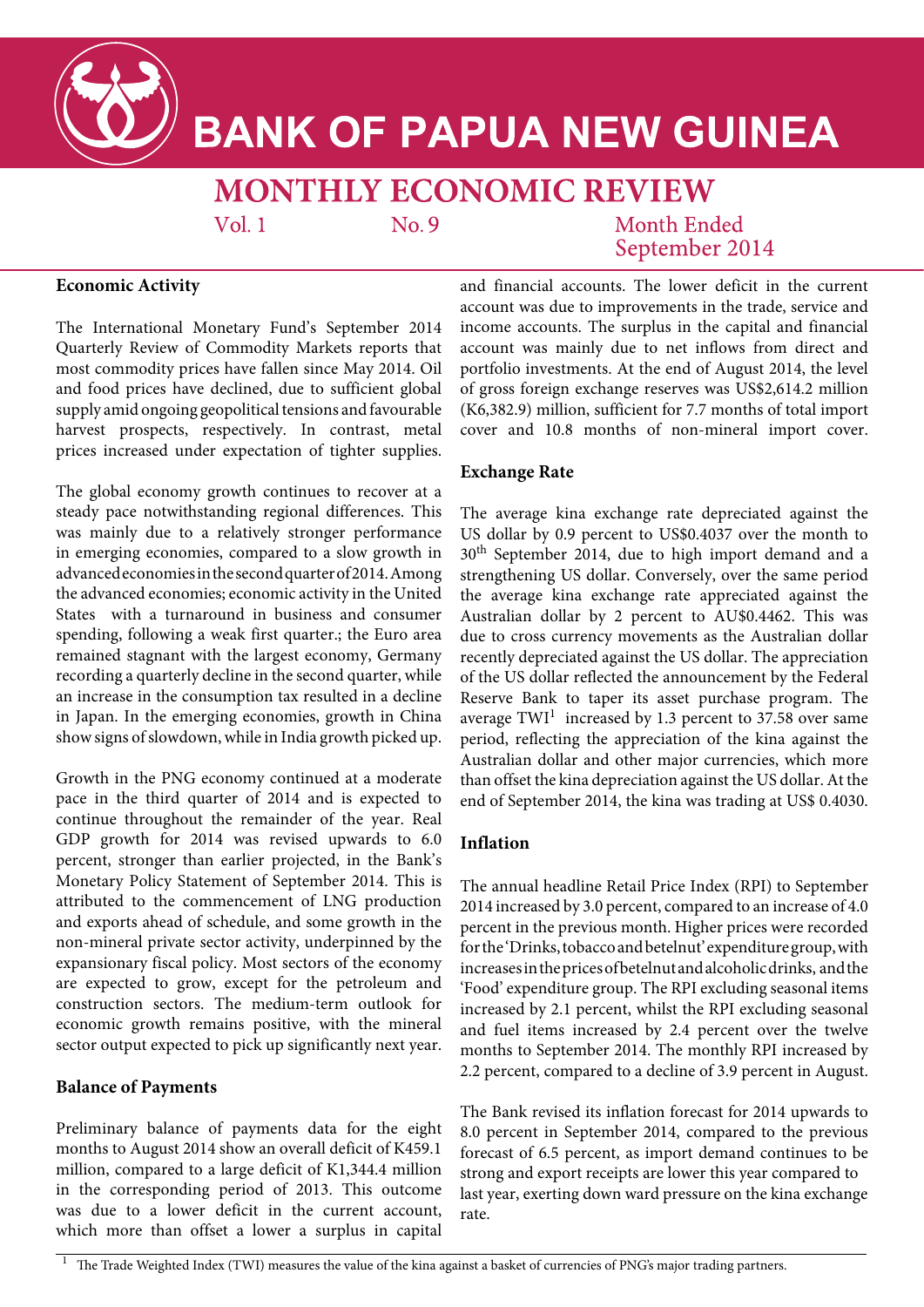# BANK OF PAPUA NEW GUINEA

## MONTHLY ECONOMIC REVIEW

Vol. 1 No. 9 Month Ended September 2014

### Economic Activity

The International Monetary Fund's September 2014 Quarterly Review of Commodity Markets reports that most commodity prices have fallen since May 2014. Oil and food prices have declined, due to sufficient global supply amid ongoing geopolitical tensions and favourable harvest prospects, respectively. In contrast, metal prices increased under expectation of tighter supplies.

The global economy growth continues to recover at a steady pace notwithstanding regional differences. This was mainly due to a relatively stronger performance in emerging economies, compared to a slow growth in advanced economies in the second quarter of 2014. Among the advanced economies; economic activity in the United States with a turnaround in business and consumer spending, following a weak first quarter.; the Euro area remained stagnant with the largest economy, Germany recording a quarterly decline in the second quarter, while an increase in the consumption tax resulted in a decline in Japan. In the emerging economies, growth in China show signs of slowdown, while in India growth picked up.

Growth in the PNG economy continued at a moderate pace in the third quarter of 2014 and is expected to continue throughout the remainder of the year. Real GDP growth for 2014 was revised upwards to 6.0 percent, stronger than earlier projected, in the Bank's Monetary Policy Statement of September 2014. This is attributed to the commencement of LNG production and exports ahead of schedule, and some growth in the non-mineral private sector activity, underpinned by the expansionary fiscal policy. Most sectors of the economy are expected to grow, except for the petroleum and construction sectors. The medium-term outlook for economic growth remains positive, with the mineral sector output expected to pick up significantly next year.

### Balance of Payments

Preliminary balance of payments data for the eight months to August 2014 show an overall deficit of K459.1 million, compared to a large deficit of K1,344.4 million in the corresponding period of 2013. This outcome was due to a lower deficit in the current account, which more than offset a lower a surplus in capital and financial accounts. The lower deficit in the current account was due to improvements in the trade, service and income accounts. The surplus in the capital and financial account was mainly due to net inflows from direct and portfolio investments. At the end of August 2014, the level of gross foreign exchange reserves was US$2,614.2 million (K6,382.9) million, sufficient for 7.7 months of total import cover and 10.8 months of non-mineral import cover.

### Exchange Rate

The average kina exchange rate depreciated against the US dollar by 0.9 percent to US$0.4037 over the month to 30th September 2014, due to high import demand and a strengthening US dollar. Conversely, over the same period the average kina exchange rate appreciated against the Australian dollar by 2 percent to AU$0.4462. This was due to cross currency movements as the Australian dollar recently depreciated against the US dollar. The appreciation of the US dollar reflected the announcement by the Federal Reserve Bank to taper its asset purchase program. The average TWI[1] increased by 1.3 percent to 37.58 over same period, reflecting the appreciation of the kina against the Australian dollar and other major currencies, which more than offset the kina depreciation against the US dollar. At the end of September 2014, the kina was trading at US$ 0.4030.

### Inflation

The annual headline Retail Price Index (RPI) to September 2014 increased by 3.0 percent, compared to an increase of 4.0 percent in the previous month. Higher prices were recorded for the 'Drinks, tobacco and betelnut' expenditure group, with increases in the prices of betelnut and alcoholic drinks, and the 'Food' expenditure group. The RPI excluding seasonal items increased by 2.1 percent, whilst the RPI excluding seasonal and fuel items increased by 2.4 percent over the twelve months to September 2014. The monthly RPI increased by 2.2 percent, compared to a decline of 3.9 percent in August.

The Bank revised its inflation forecast for 2014 upwards to 8.0 percent in September 2014, compared to the previous forecast of 6.5 percent, as import demand continues to be strong and export receipts are lower this year compared to last year, exerting down ward pressure on the kina exchange rate.

---

[1] The Trade Weighted Index (TWI) measures the value of the kina against a basket of currencies of PNG's major trading partners.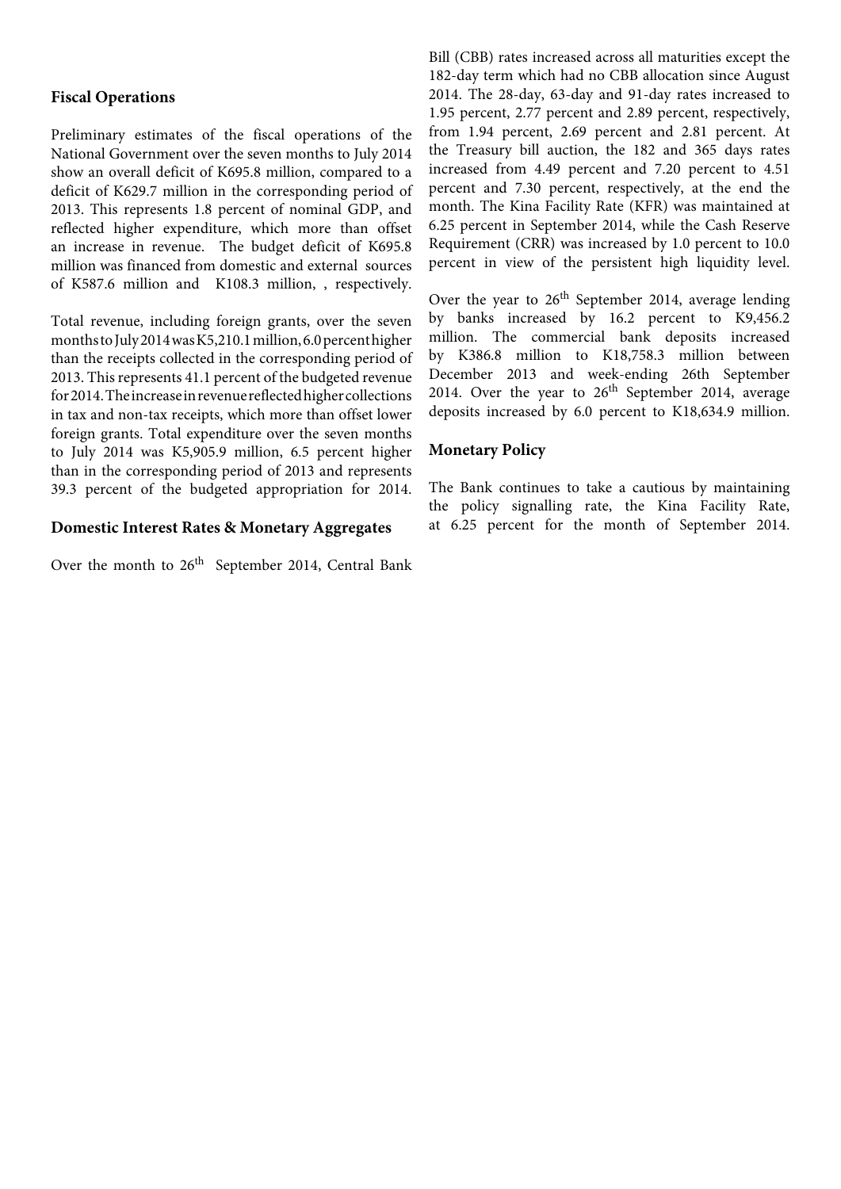## Fiscal Operations

Preliminary estimates of the fiscal operations of the National Government over the seven months to July 2014 show an overall deficit of K695.8 million, compared to a deficit of K629.7 million in the corresponding period of 2013. This represents 1.8 percent of nominal GDP, and reflected higher expenditure, which more than offset an increase in revenue. The budget deficit of K695.8 million was financed from domestic and external sources of K587.6 million and K108.3 million, , respectively.

Total revenue, including foreign grants, over the seven months to July 2014 was K5,210.1 million, 6.0 percent higher than the receipts collected in the corresponding period of 2013. This represents 41.1 percent of the budgeted revenue for 2014. The increase in revenue reflected higher collections in tax and non-tax receipts, which more than offset lower foreign grants. Total expenditure over the seven months to July 2014 was K5,905.9 million, 6.5 percent higher than in the corresponding period of 2013 and represents 39.3 percent of the budgeted appropriation for 2014.

## Domestic Interest Rates & Monetary Aggregates

Over the month to 26th September 2014, Central Bank Bill (CBB) rates increased across all maturities except the 182-day term which had no CBB allocation since August 2014. The 28-day, 63-day and 91-day rates increased to 1.95 percent, 2.77 percent and 2.89 percent, respectively, from 1.94 percent, 2.69 percent and 2.81 percent. At the Treasury bill auction, the 182 and 365 days rates increased from 4.49 percent and 7.20 percent to 4.51 percent and 7.30 percent, respectively, at the end the month. The Kina Facility Rate (KFR) was maintained at 6.25 percent in September 2014, while the Cash Reserve Requirement (CRR) was increased by 1.0 percent to 10.0 percent in view of the persistent high liquidity level.

Over the year to 26th September 2014, average lending by banks increased by 16.2 percent to K9,456.2 million. The commercial bank deposits increased by K386.8 million to K18,758.3 million between December 2013 and week-ending 26th September 2014. Over the year to 26th September 2014, average deposits increased by 6.0 percent to K18,634.9 million.

## Monetary Policy

The Bank continues to take a cautious by maintaining the policy signalling rate, the Kina Facility Rate, at 6.25 percent for the month of September 2014.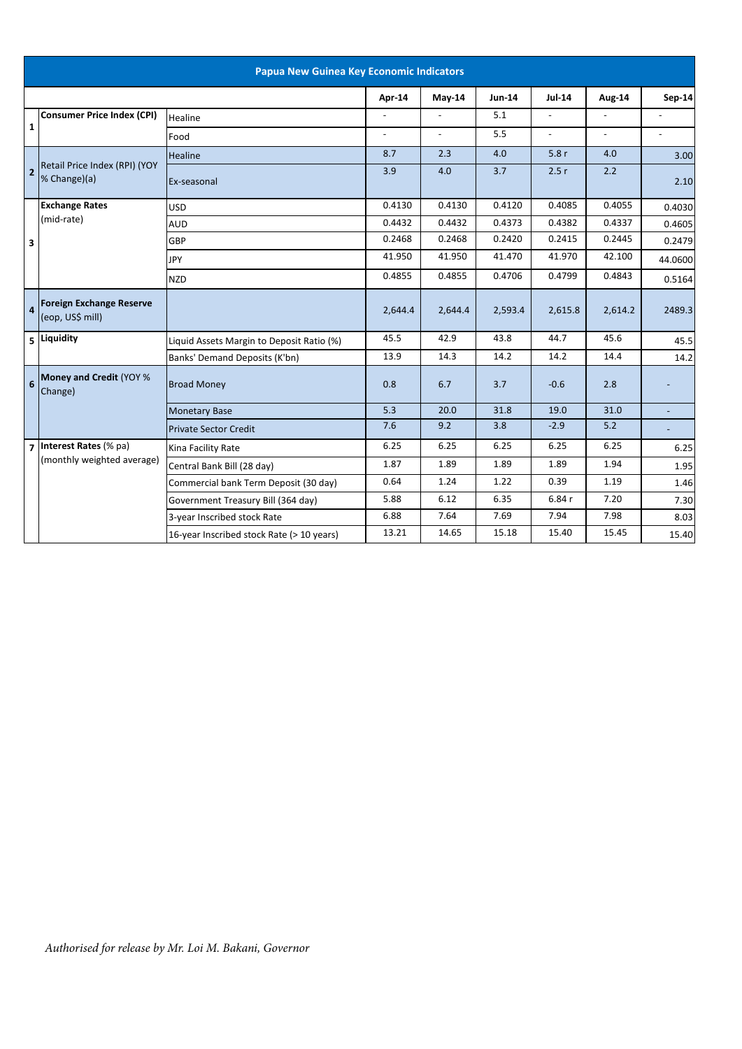## Papua New Guinea Key Economic Indicators

| | | | Apr-14 | May-14 | Jun-14 | Jul-14 | Aug-14 | Sep-14 |
|---|---|---|---|---|---|---|---|---|
| 1 | **Consumer Price Index (CPI)** | Healine | - | - | 5.1 | - | - | - |
| | | Food | - | - | 5.5 | - | - | - |
| 2 | Retail Price Index (RPI) (YOY % Change)(a) | Healine | 8.7 | 2.3 | 4.0 | 5.8 r | 4.0 | 3.00 |
| | | Ex-seasonal | 3.9 | 4.0 | 3.7 | 2.5 r | 2.2 | 2.10 |
| 3 | **Exchange Rates** (mid-rate) | USD | 0.4130 | 0.4130 | 0.4120 | 0.4085 | 0.4055 | 0.4030 |
| | | AUD | 0.4432 | 0.4432 | 0.4373 | 0.4382 | 0.4337 | 0.4605 |
| | | GBP | 0.2468 | 0.2468 | 0.2420 | 0.2415 | 0.2445 | 0.2479 |
| | | JPY | 41.950 | 41.950 | 41.470 | 41.970 | 42.100 | 44.0600 |
| | | NZD | 0.4855 | 0.4855 | 0.4706 | 0.4799 | 0.4843 | 0.5164 |
| 4 | **Foreign Exchange Reserve** (eop, US$ mill) | | 2,644.4 | 2,644.4 | 2,593.4 | 2,615.8 | 2,614.2 | 2489.3 |
| 5 | **Liquidity** | Liquid Assets Margin to Deposit Ratio (%) | 45.5 | 42.9 | 43.8 | 44.7 | 45.6 | 45.5 |
| | | Banks' Demand Deposits (K'bn) | 13.9 | 14.3 | 14.2 | 14.2 | 14.4 | 14.2 |
| 6 | **Money and Credit** (YOY % Change) | Broad Money | 0.8 | 6.7 | 3.7 | -0.6 | 2.8 | - |
| | | Monetary Base | 5.3 | 20.0 | 31.8 | 19.0 | 31.0 | - |
| | | Private Sector Credit | 7.6 | 9.2 | 3.8 | -2.9 | 5.2 | - |
| 7 | **Interest Rates** (% pa) (monthly weighted average) | Kina Facility Rate | 6.25 | 6.25 | 6.25 | 6.25 | 6.25 | 6.25 |
| | | Central Bank Bill (28 day) | 1.87 | 1.89 | 1.89 | 1.89 | 1.94 | 1.95 |
| | | Commercial bank Term Deposit (30 day) | 0.64 | 1.24 | 1.22 | 0.39 | 1.19 | 1.46 |
| | | Government Treasury Bill (364 day) | 5.88 | 6.12 | 6.35 | 6.84 r | 7.20 | 7.30 |
| | | 3-year Inscribed stock Rate | 6.88 | 7.64 | 7.69 | 7.94 | 7.98 | 8.03 |
| | | 16-year Inscribed stock Rate (> 10 years) | 13.21 | 14.65 | 15.18 | 15.40 | 15.45 | 15.40 |

*Authorised for release by Mr. Loi M. Bakani, Governor*